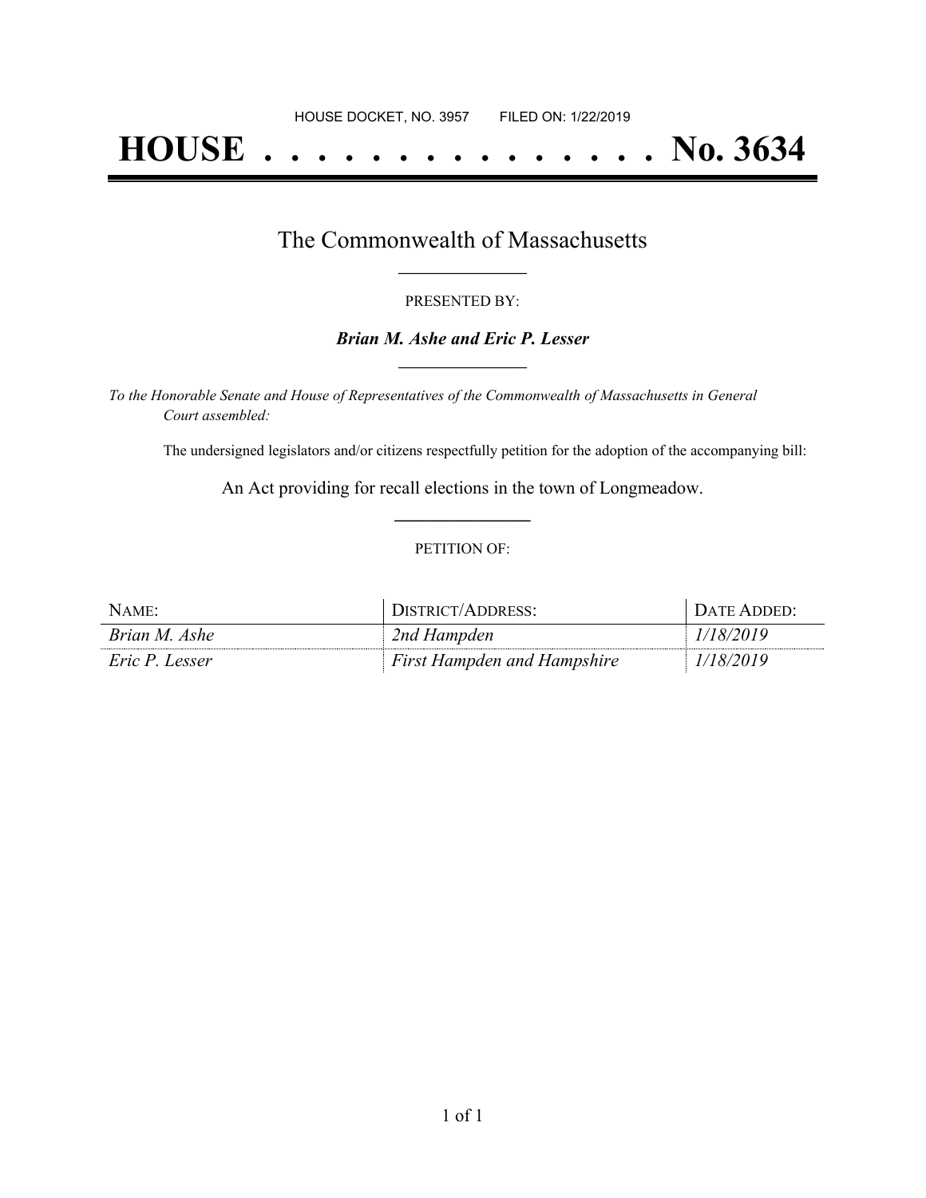HOUSE DOCKET, NO. 3957        FILED ON: 1/22/2019

# HOUSE . . . . . . . . . . . . . . . No. 3634

## The Commonwealth of Massachusetts

PRESENTED BY:

***Brian M. Ashe and Eric P. Lesser***

*To the Honorable Senate and House of Representatives of the Commonwealth of Massachusetts in General Court assembled:*

The undersigned legislators and/or citizens respectfully petition for the adoption of the accompanying bill:

An Act providing for recall elections in the town of Longmeadow.

PETITION OF:

| NAME: | DISTRICT/ADDRESS: | DATE ADDED: |
|---|---|---|
| *Brian M. Ashe* | *2nd Hampden* | *1/18/2019* |
| *Eric P. Lesser* | *First Hampden and Hampshire* | *1/18/2019* |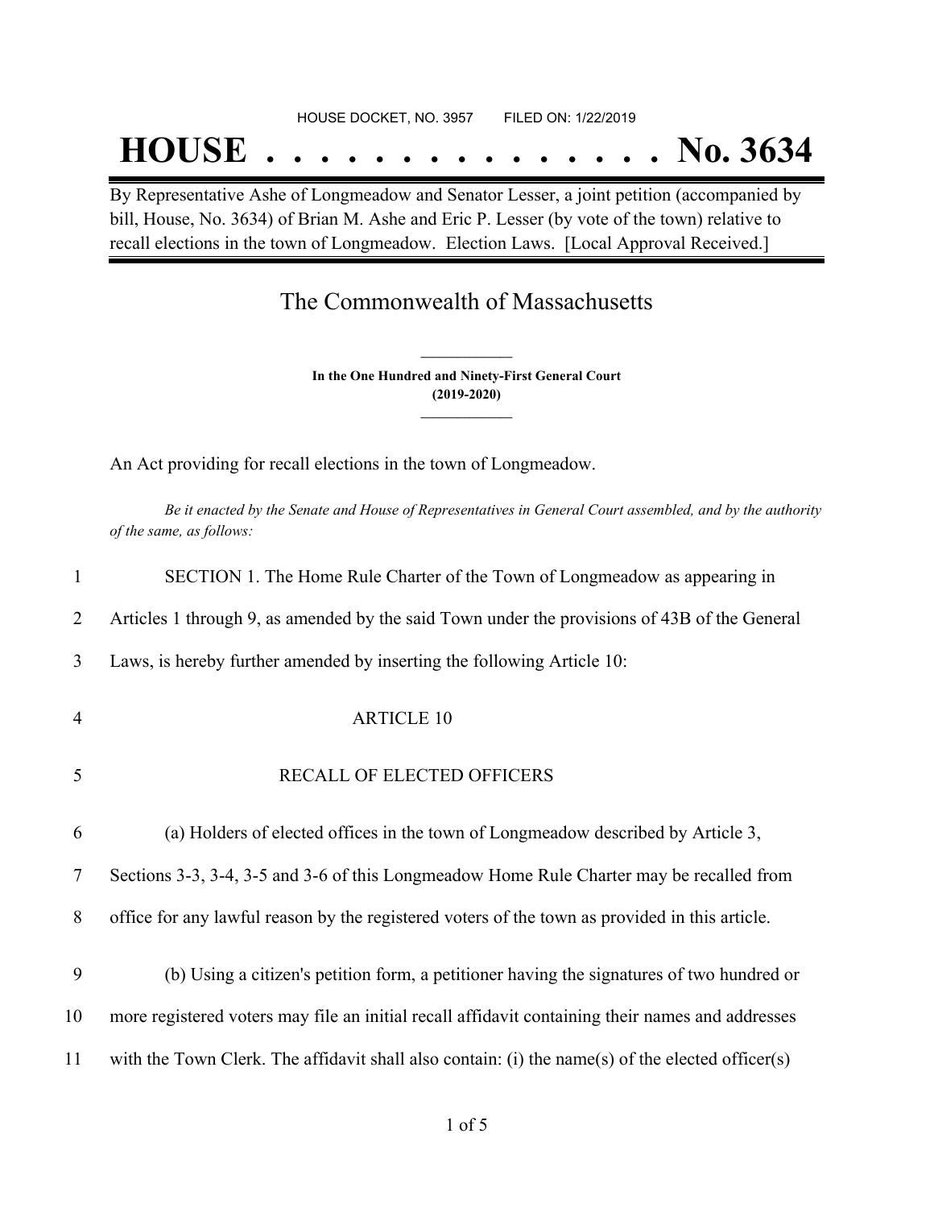HOUSE DOCKET, NO. 3957 FILED ON: 1/22/2019

# HOUSE . . . . . . . . . . . . . . . No. 3634

By Representative Ashe of Longmeadow and Senator Lesser, a joint petition (accompanied by bill, House, No. 3634) of Brian M. Ashe and Eric P. Lesser (by vote of the town) relative to recall elections in the town of Longmeadow. Election Laws. [Local Approval Received.]

## The Commonwealth of Massachusetts

**In the One Hundred and Ninety-First General Court (2019-2020)**

An Act providing for recall elections in the town of Longmeadow.

*Be it enacted by the Senate and House of Representatives in General Court assembled, and by the authority of the same, as follows:*

1 SECTION 1. The Home Rule Charter of the Town of Longmeadow as appearing in
2 Articles 1 through 9, as amended by the said Town under the provisions of 43B of the General
3 Laws, is hereby further amended by inserting the following Article 10:

4 ARTICLE 10

5 RECALL OF ELECTED OFFICERS

6 (a) Holders of elected offices in the town of Longmeadow described by Article 3,
7 Sections 3-3, 3-4, 3-5 and 3-6 of this Longmeadow Home Rule Charter may be recalled from
8 office for any lawful reason by the registered voters of the town as provided in this article.

9 (b) Using a citizen's petition form, a petitioner having the signatures of two hundred or
10 more registered voters may file an initial recall affidavit containing their names and addresses
11 with the Town Clerk. The affidavit shall also contain: (i) the name(s) of the elected officer(s)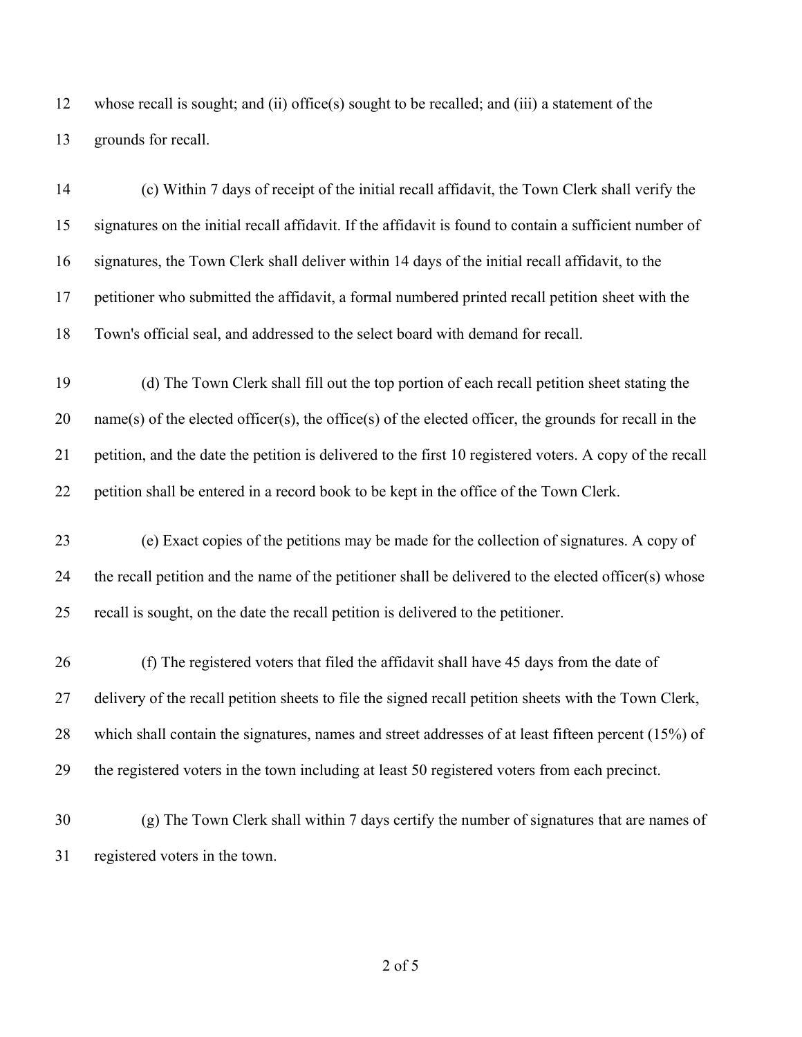whose recall is sought; and (ii) office(s) sought to be recalled; and (iii) a statement of the grounds for recall.

(c) Within 7 days of receipt of the initial recall affidavit, the Town Clerk shall verify the signatures on the initial recall affidavit. If the affidavit is found to contain a sufficient number of signatures, the Town Clerk shall deliver within 14 days of the initial recall affidavit, to the petitioner who submitted the affidavit, a formal numbered printed recall petition sheet with the Town's official seal, and addressed to the select board with demand for recall.

(d) The Town Clerk shall fill out the top portion of each recall petition sheet stating the name(s) of the elected officer(s), the office(s) of the elected officer, the grounds for recall in the petition, and the date the petition is delivered to the first 10 registered voters. A copy of the recall petition shall be entered in a record book to be kept in the office of the Town Clerk.

(e) Exact copies of the petitions may be made for the collection of signatures. A copy of the recall petition and the name of the petitioner shall be delivered to the elected officer(s) whose recall is sought, on the date the recall petition is delivered to the petitioner.

(f) The registered voters that filed the affidavit shall have 45 days from the date of delivery of the recall petition sheets to file the signed recall petition sheets with the Town Clerk, which shall contain the signatures, names and street addresses of at least fifteen percent (15%) of the registered voters in the town including at least 50 registered voters from each precinct.

(g) The Town Clerk shall within 7 days certify the number of signatures that are names of registered voters in the town.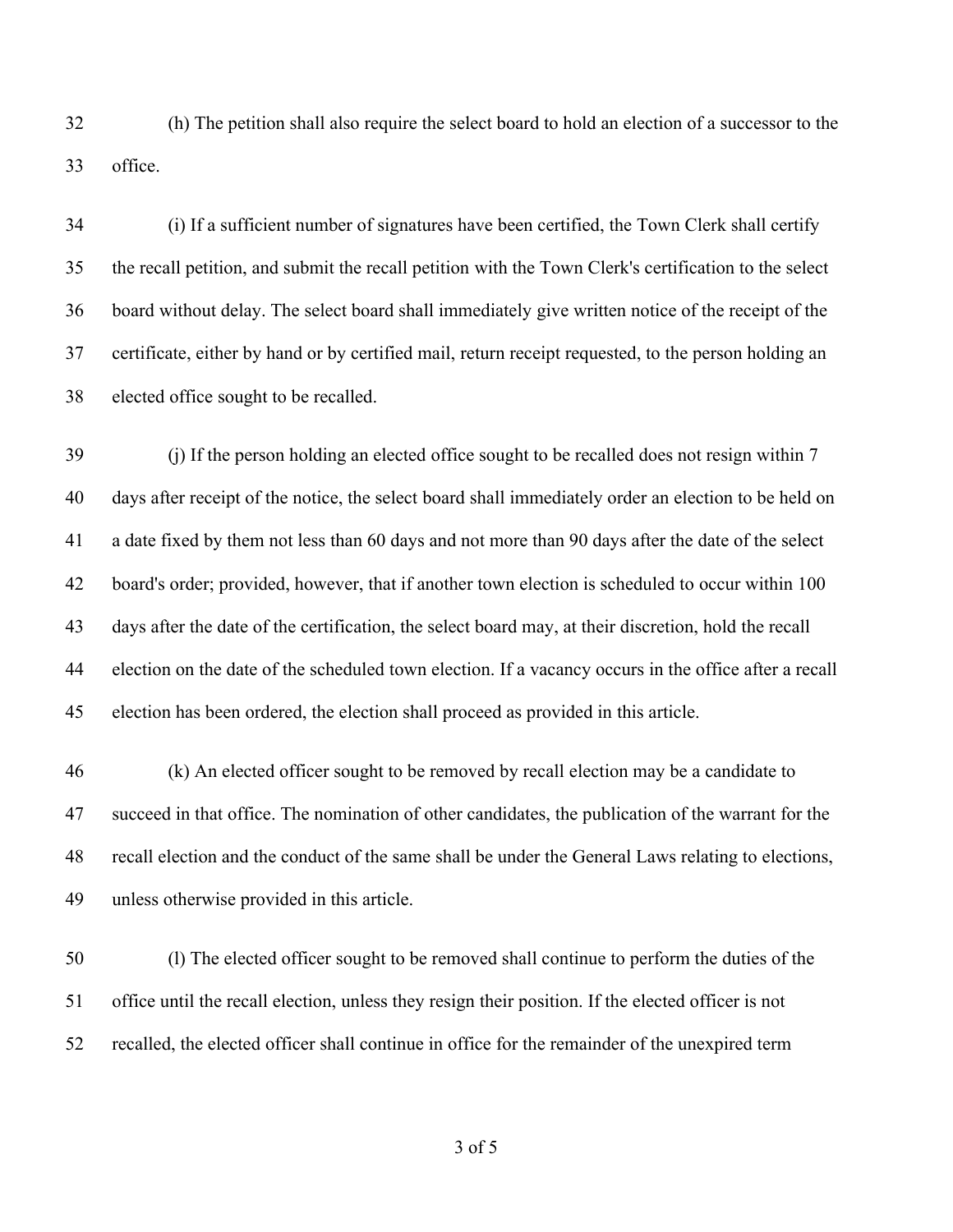(h) The petition shall also require the select board to hold an election of a successor to the office.

(i) If a sufficient number of signatures have been certified, the Town Clerk shall certify the recall petition, and submit the recall petition with the Town Clerk's certification to the select board without delay. The select board shall immediately give written notice of the receipt of the certificate, either by hand or by certified mail, return receipt requested, to the person holding an elected office sought to be recalled.

(j) If the person holding an elected office sought to be recalled does not resign within 7 days after receipt of the notice, the select board shall immediately order an election to be held on a date fixed by them not less than 60 days and not more than 90 days after the date of the select board's order; provided, however, that if another town election is scheduled to occur within 100 days after the date of the certification, the select board may, at their discretion, hold the recall election on the date of the scheduled town election. If a vacancy occurs in the office after a recall election has been ordered, the election shall proceed as provided in this article.

(k) An elected officer sought to be removed by recall election may be a candidate to succeed in that office. The nomination of other candidates, the publication of the warrant for the recall election and the conduct of the same shall be under the General Laws relating to elections, unless otherwise provided in this article.

(l) The elected officer sought to be removed shall continue to perform the duties of the office until the recall election, unless they resign their position. If the elected officer is not recalled, the elected officer shall continue in office for the remainder of the unexpired term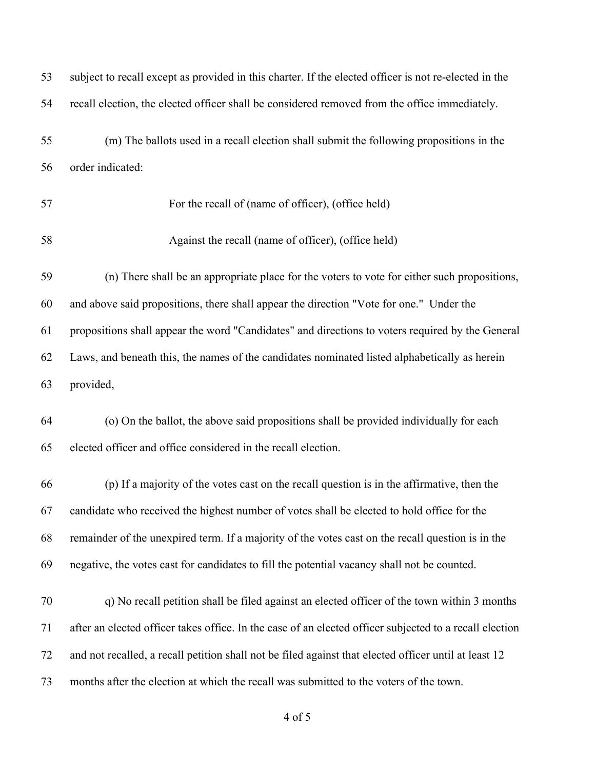subject to recall except as provided in this charter. If the elected officer is not re-elected in the recall election, the elected officer shall be considered removed from the office immediately.

(m) The ballots used in a recall election shall submit the following propositions in the order indicated:

For the recall of (name of officer), (office held)

Against the recall (name of officer), (office held)

(n) There shall be an appropriate place for the voters to vote for either such propositions, and above said propositions, there shall appear the direction "Vote for one." Under the propositions shall appear the word "Candidates" and directions to voters required by the General Laws, and beneath this, the names of the candidates nominated listed alphabetically as herein provided,

(o) On the ballot, the above said propositions shall be provided individually for each elected officer and office considered in the recall election.

(p) If a majority of the votes cast on the recall question is in the affirmative, then the candidate who received the highest number of votes shall be elected to hold office for the remainder of the unexpired term. If a majority of the votes cast on the recall question is in the negative, the votes cast for candidates to fill the potential vacancy shall not be counted.

q) No recall petition shall be filed against an elected officer of the town within 3 months after an elected officer takes office. In the case of an elected officer subjected to a recall election and not recalled, a recall petition shall not be filed against that elected officer until at least 12 months after the election at which the recall was submitted to the voters of the town.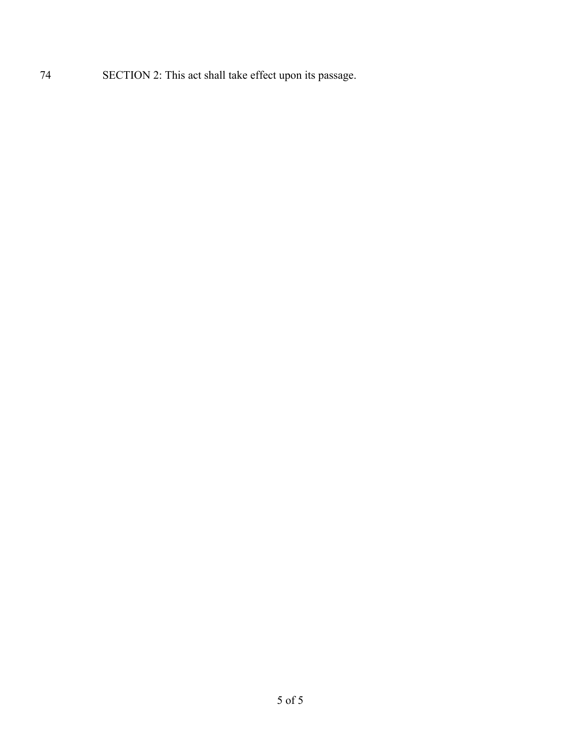74 SECTION 2: This act shall take effect upon its passage.